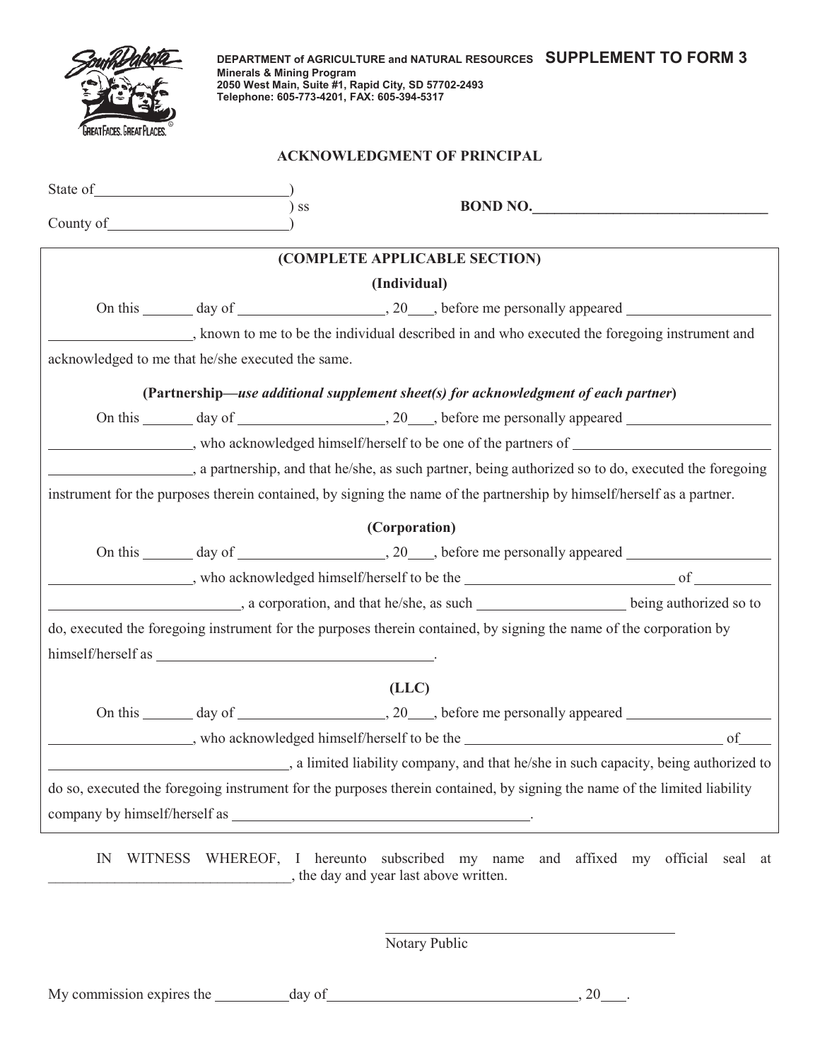DEPARTMENT of AGRICULTURE and NATURAL RESOURCES **SUPPLEMENT TO FORM 3**
**Minerals & Mining Program**
**2050 West Main, Suite #1, Rapid City, SD 57702-2493**
**Telephone: 605-773-4201, FAX: 605-394-5317**

## ACKNOWLEDGMENT OF PRINCIPAL

State of\_\_\_\_\_\_\_\_\_\_\_\_\_\_\_\_\_\_\_\_\_\_\_\_\_\_)
) ss **BOND NO.\_\_\_\_\_\_\_\_\_\_\_\_\_\_\_\_\_\_\_\_\_\_\_\_\_\_\_\_\_\_\_\_**
County of\_\_\_\_\_\_\_\_\_\_\_\_\_\_\_\_\_\_\_\_\_\_\_\_)

**(COMPLETE APPLICABLE SECTION)**

**(Individual)**

On this \_\_\_\_\_\_\_ day of \_\_\_\_\_\_\_\_\_\_\_\_\_\_\_\_\_\_\_\_, 20\_\_\_, before me personally appeared \_\_\_\_\_\_\_\_\_\_\_\_\_\_\_\_\_\_\_\_ \_\_\_\_\_\_\_\_\_\_\_\_\_\_\_\_\_\_\_\_, known to me to be the individual described in and who executed the foregoing instrument and acknowledged to me that he/she executed the same.

**(Partnership—*use additional supplement sheet(s) for acknowledgment of each partner*)**

On this \_\_\_\_\_\_\_ day of \_\_\_\_\_\_\_\_\_\_\_\_\_\_\_\_\_\_\_\_, 20\_\_\_, before me personally appeared \_\_\_\_\_\_\_\_\_\_\_\_\_\_\_\_\_\_\_\_ \_\_\_\_\_\_\_\_\_\_\_\_\_\_\_\_\_\_\_\_, who acknowledged himself/herself to be one of the partners of \_\_\_\_\_\_\_\_\_\_\_\_\_\_\_\_\_\_\_\_\_\_\_\_\_\_ \_\_\_\_\_\_\_\_\_\_\_\_\_\_\_\_\_\_\_\_, a partnership, and that he/she, as such partner, being authorized so to do, executed the foregoing instrument for the purposes therein contained, by signing the name of the partnership by himself/herself as a partner.

**(Corporation)**

On this \_\_\_\_\_\_\_ day of \_\_\_\_\_\_\_\_\_\_\_\_\_\_\_\_\_\_\_\_, 20\_\_\_, before me personally appeared \_\_\_\_\_\_\_\_\_\_\_\_\_\_\_\_\_\_\_\_ \_\_\_\_\_\_\_\_\_\_\_\_\_\_\_\_\_\_\_\_, who acknowledged himself/herself to be the \_\_\_\_\_\_\_\_\_\_\_\_\_\_\_\_\_\_\_\_\_\_\_\_\_\_\_\_\_\_ of \_\_\_\_\_\_\_\_\_\_ \_\_\_\_\_\_\_\_\_\_\_\_\_\_\_\_\_\_\_\_\_\_\_\_\_\_\_, a corporation, and that he/she, as such \_\_\_\_\_\_\_\_\_\_\_\_\_\_\_\_\_\_\_\_ being authorized so to do, executed the foregoing instrument for the purposes therein contained, by signing the name of the corporation by himself/herself as \_\_\_\_\_\_\_\_\_\_\_\_\_\_\_\_\_\_\_\_\_\_\_\_\_\_\_\_\_\_\_\_\_\_\_\_\_\_\_.

**(LLC)**

On this \_\_\_\_\_\_\_ day of \_\_\_\_\_\_\_\_\_\_\_\_\_\_\_\_\_\_\_\_, 20\_\_\_, before me personally appeared \_\_\_\_\_\_\_\_\_\_\_\_\_\_\_\_\_\_\_\_ \_\_\_\_\_\_\_\_\_\_\_\_\_\_\_\_\_\_\_\_, who acknowledged himself/herself to be the \_\_\_\_\_\_\_\_\_\_\_\_\_\_\_\_\_\_\_\_\_\_\_\_\_\_\_\_\_\_\_\_\_\_\_\_\_ of\_\_\_\_ \_\_\_\_\_\_\_\_\_\_\_\_\_\_\_\_\_\_\_\_\_\_\_\_\_\_\_\_\_\_\_\_\_\_, a limited liability company, and that he/she in such capacity, being authorized to do so, executed the foregoing instrument for the purposes therein contained, by signing the name of the limited liability company by himself/herself as \_\_\_\_\_\_\_\_\_\_\_\_\_\_\_\_\_\_\_\_\_\_\_\_\_\_\_\_\_\_\_\_\_\_\_\_\_\_\_\_\_\_.

IN WITNESS WHEREOF, I hereunto subscribed my name and affixed my official seal at \_\_\_\_\_\_\_\_\_\_\_\_\_\_\_\_\_\_\_\_\_\_\_\_\_\_\_\_\_\_\_\_\_\_\_, the day and year last above written.

\_\_\_\_\_\_\_\_\_\_\_\_\_\_\_\_\_\_\_\_\_\_\_\_\_\_\_\_\_\_\_\_\_\_\_\_\_\_\_\_
Notary Public

My commission expires the \_\_\_\_\_\_\_\_\_\_day of\_\_\_\_\_\_\_\_\_\_\_\_\_\_\_\_\_\_\_\_\_\_\_\_\_\_\_\_\_\_\_\_\_\_\_, 20\_\_\_.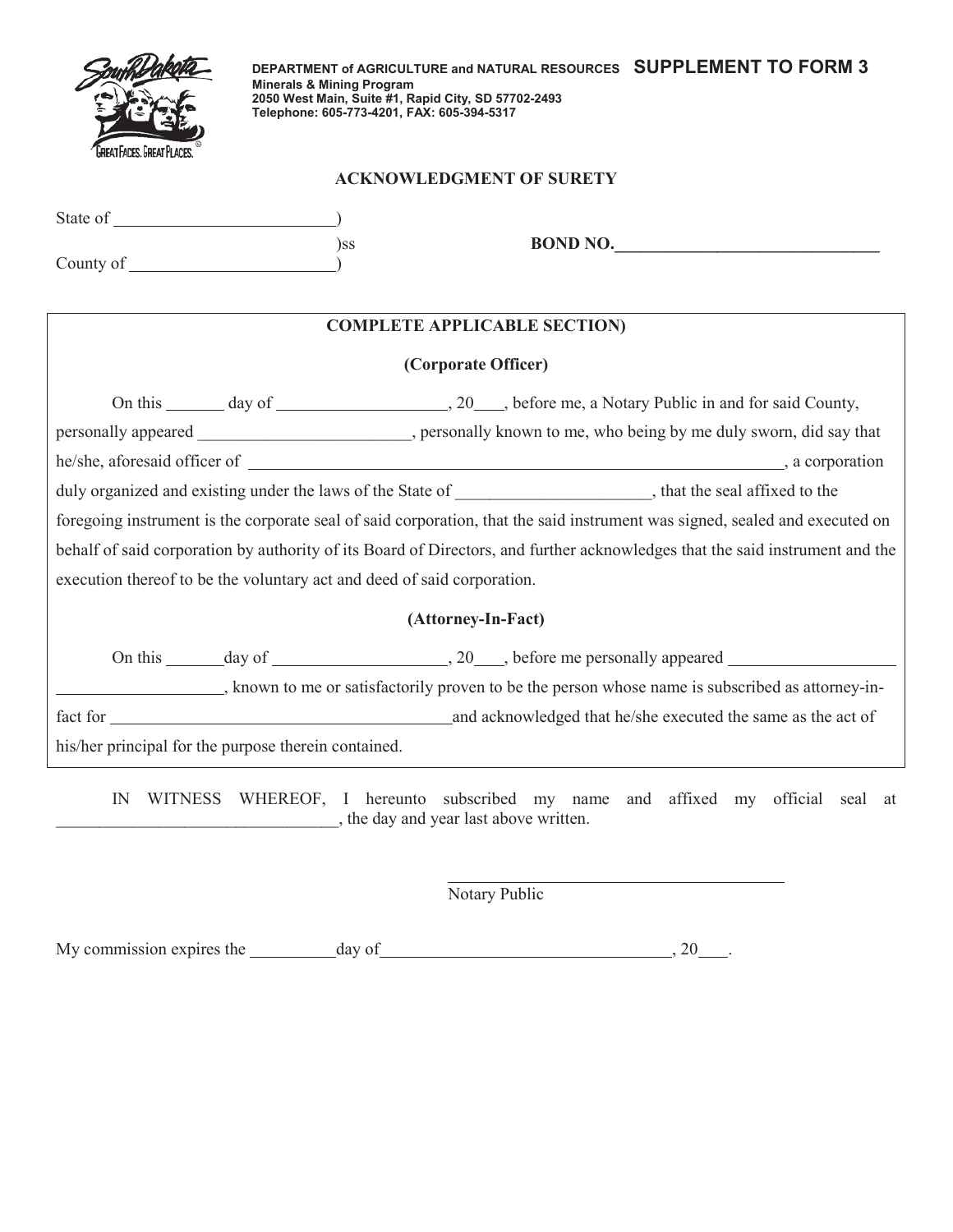**DEPARTMENT of AGRICULTURE and NATURAL RESOURCES** **SUPPLEMENT TO FORM 3**
**Minerals & Mining Program**
**2050 West Main, Suite #1, Rapid City, SD 57702-2493**
**Telephone: 605-773-4201, FAX: 605-394-5317**

## ACKNOWLEDGMENT OF SURETY

State of ________________________)
)ss **BOND NO.______________________________**
County of _______________________)

**COMPLETE APPLICABLE SECTION)**

**(Corporate Officer)**

On this _______ day of ___________________, 20___, before me, a Notary Public in and for said County, personally appeared ________________________, personally known to me, who being by me duly sworn, did say that he/she, aforesaid officer of ____________________________________________________________, a corporation duly organized and existing under the laws of the State of ______________________, that the seal affixed to the foregoing instrument is the corporate seal of said corporation, that the said instrument was signed, sealed and executed on behalf of said corporation by authority of its Board of Directors, and further acknowledges that the said instrument and the execution thereof to be the voluntary act and deed of said corporation.

**(Attorney-In-Fact)**

On this _______day of ___________________, 20___, before me personally appeared ___________________ ___________________, known to me or satisfactorily proven to be the person whose name is subscribed as attorney-in-fact for ________________________________________and acknowledged that he/she executed the same as the act of his/her principal for the purpose therein contained.

IN WITNESS WHEREOF, I hereunto subscribed my name and affixed my official seal at _________________________________, the day and year last above written.

_______________________________________
Notary Public

My commission expires the __________day of_________________________________, 20___.